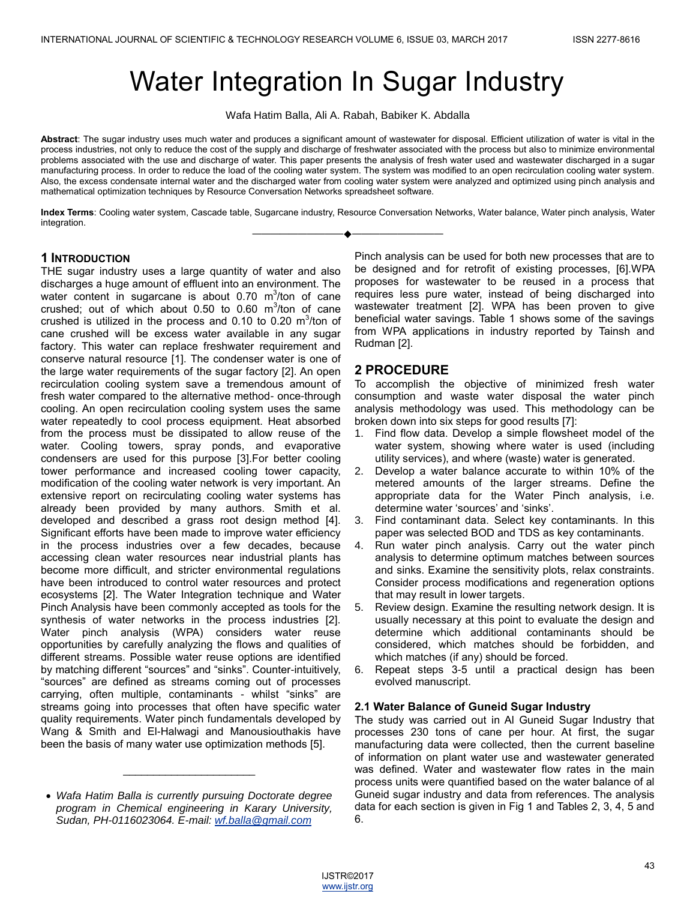# Water Integration In Sugar Industry

Wafa Hatim Balla, Ali A. Rabah, Babiker K. Abdalla

**Abstract**: The sugar industry uses much water and produces a significant amount of wastewater for disposal. Efficient utilization of water is vital in the process industries, not only to reduce the cost of the supply and discharge of freshwater associated with the process but also to minimize environmental problems associated with the use and discharge of water. This paper presents the analysis of fresh water used and wastewater discharged in a sugar manufacturing process. In order to reduce the load of the cooling water system. The system was modified to an open recirculation cooling water system. Also, the excess condensate internal water and the discharged water from cooling water system were analyzed and optimized using pinch analysis and mathematical optimization techniques by Resource Conversation Networks spreadsheet software.

**Index Terms**: Cooling water system, Cascade table, Sugarcane industry, Resource Conversation Networks, Water balance, Water pinch analysis, Water integration.

## 1 Introduction

THE sugar industry uses a large quantity of water and also discharges a huge amount of effluent into an environment. The water content in sugarcane is about 0.70 $m^3$/ton of cane crushed; out of which about 0.50 to 0.60 $m^3$/ton of cane crushed is utilized in the process and 0.10 to 0.20 $m^3$/ton of cane crushed will be excess water available in any sugar factory. This water can replace freshwater requirement and conserve natural resource [1]. The condenser water is one of the large water requirements of the sugar factory [2]. An open recirculation cooling system save a tremendous amount of fresh water compared to the alternative method- once-through cooling. An open recirculation cooling system uses the same water repeatedly to cool process equipment. Heat absorbed from the process must be dissipated to allow reuse of the water. Cooling towers, spray ponds, and evaporative condensers are used for this purpose [3].For better cooling tower performance and increased cooling tower capacity, modification of the cooling water network is very important. An extensive report on recirculating cooling water systems has already been provided by many authors. Smith et al. developed and described a grass root design method [4]. Significant efforts have been made to improve water efficiency in the process industries over a few decades, because accessing clean water resources near industrial plants has become more difficult, and stricter environmental regulations have been introduced to control water resources and protect ecosystems [2]. The Water Integration technique and Water Pinch Analysis have been commonly accepted as tools for the synthesis of water networks in the process industries [2]. Water pinch analysis (WPA) considers water reuse opportunities by carefully analyzing the flows and qualities of different streams. Possible water reuse options are identified by matching different "sources" and "sinks". Counter-intuitively, "sources" are defined as streams coming out of processes carrying, often multiple, contaminants - whilst "sinks" are streams going into processes that often have specific water quality requirements. Water pinch fundamentals developed by Wang & Smith and El-Halwagi and Manousiouthakis have been the basis of many water use optimization methods [5]. Pinch analysis can be used for both new processes that are to be designed and for retrofit of existing processes, [6].WPA proposes for wastewater to be reused in a process that requires less pure water, instead of being discharged into wastewater treatment [2]. WPA has been proven to give beneficial water savings. Table 1 shows some of the savings from WPA applications in industry reported by Tainsh and Rudman [2].

- *Wafa Hatim Balla is currently pursuing Doctorate degree program in Chemical engineering in Karary University, Sudan, PH-0116023064. E-mail: wf.balla@gmail.com*

## 2 Procedure

To accomplish the objective of minimized fresh water consumption and waste water disposal the water pinch analysis methodology was used. This methodology can be broken down into six steps for good results [7]:

1. Find flow data. Develop a simple flowsheet model of the water system, showing where water is used (including utility services), and where (waste) water is generated.
2. Develop a water balance accurate to within 10% of the metered amounts of the larger streams. Define the appropriate data for the Water Pinch analysis, i.e. determine water 'sources' and 'sinks'.
3. Find contaminant data. Select key contaminants. In this paper was selected BOD and TDS as key contaminants.
4. Run water pinch analysis. Carry out the water pinch analysis to determine optimum matches between sources and sinks. Examine the sensitivity plots, relax constraints. Consider process modifications and regeneration options that may result in lower targets.
5. Review design. Examine the resulting network design. It is usually necessary at this point to evaluate the design and determine which additional contaminants should be considered, which matches should be forbidden, and which matches (if any) should be forced.
6. Repeat steps 3-5 until a practical design has been evolved manuscript.

### 2.1 Water Balance of Guneid Sugar Industry

The study was carried out in Al Guneid Sugar Industry that processes 230 tons of cane per hour. At first, the sugar manufacturing data were collected, then the current baseline of information on plant water use and wastewater generated was defined. Water and wastewater flow rates in the main process units were quantified based on the water balance of al Guneid sugar industry and data from references. The analysis data for each section is given in Fig 1 and Tables 2, 3, 4, 5 and 6.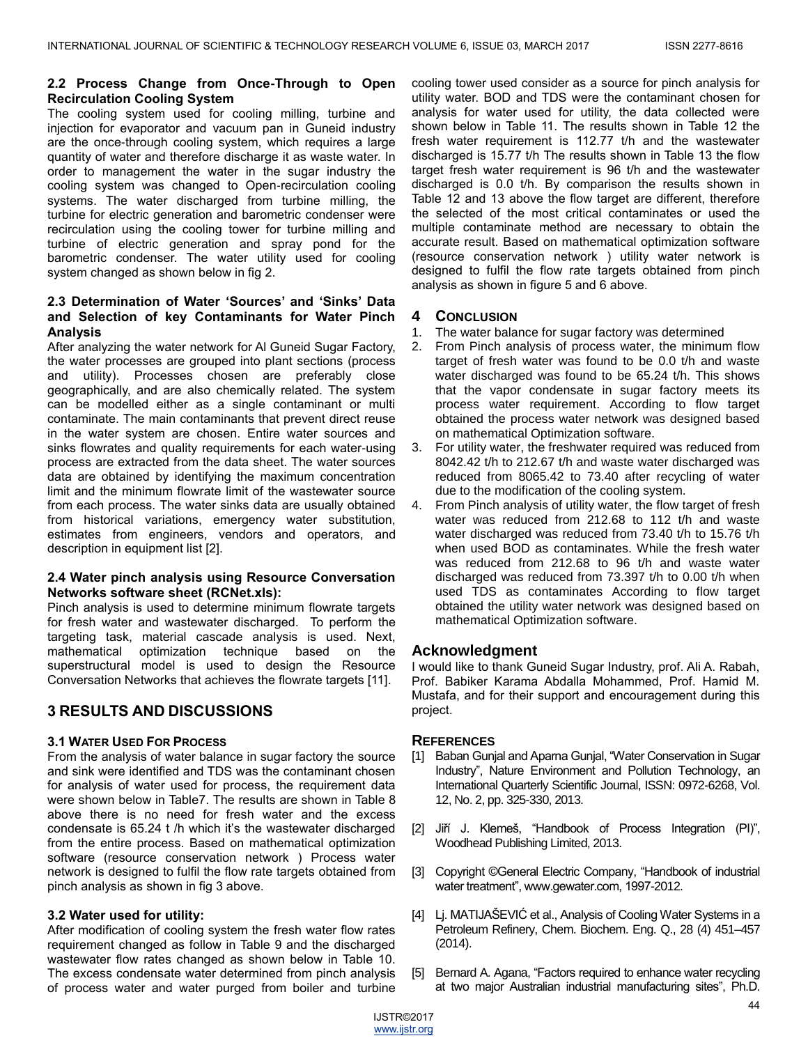### 2.2 Process Change from Once-Through to Open Recirculation Cooling System

The cooling system used for cooling milling, turbine and injection for evaporator and vacuum pan in Guneid industry are the once-through cooling system, which requires a large quantity of water and therefore discharge it as waste water. In order to management the water in the sugar industry the cooling system was changed to Open-recirculation cooling systems. The water discharged from turbine milling, the turbine for electric generation and barometric condenser were recirculation using the cooling tower for turbine milling and turbine of electric generation and spray pond for the barometric condenser. The water utility used for cooling system changed as shown below in fig 2.

### 2.3 Determination of Water 'Sources' and 'Sinks' Data and Selection of key Contaminants for Water Pinch Analysis

After analyzing the water network for Al Guneid Sugar Factory, the water processes are grouped into plant sections (process and utility). Processes chosen are preferably close geographically, and are also chemically related. The system can be modelled either as a single contaminant or multi contaminate. The main contaminants that prevent direct reuse in the water system are chosen. Entire water sources and sinks flowrates and quality requirements for each water-using process are extracted from the data sheet. The water sources data are obtained by identifying the maximum concentration limit and the minimum flowrate limit of the wastewater source from each process. The water sinks data are usually obtained from historical variations, emergency water substitution, estimates from engineers, vendors and operators, and description in equipment list [2].

### 2.4 Water pinch analysis using Resource Conversation Networks software sheet (RCNet.xls):

Pinch analysis is used to determine minimum flowrate targets for fresh water and wastewater discharged. To perform the targeting task, material cascade analysis is used. Next, mathematical optimization technique based on the superstructural model is used to design the Resource Conversation Networks that achieves the flowrate targets [11].

## 3 RESULTS AND DISCUSSIONS

### 3.1 Water Used For Process

From the analysis of water balance in sugar factory the source and sink were identified and TDS was the contaminant chosen for analysis of water used for process, the requirement data were shown below in Table7. The results are shown in Table 8 above there is no need for fresh water and the excess condensate is 65.24 t /h which it's the wastewater discharged from the entire process. Based on mathematical optimization software (resource conservation network ) Process water network is designed to fulfil the flow rate targets obtained from pinch analysis as shown in fig 3 above.

### 3.2 Water used for utility:

After modification of cooling system the fresh water flow rates requirement changed as follow in Table 9 and the discharged wastewater flow rates changed as shown below in Table 10. The excess condensate water determined from pinch analysis of process water and water purged from boiler and turbine cooling tower used consider as a source for pinch analysis for utility water. BOD and TDS were the contaminant chosen for analysis for water used for utility, the data collected were shown below in Table 11. The results shown in Table 12 the fresh water requirement is 112.77 t/h and the wastewater discharged is 15.77 t/h The results shown in Table 13 the flow target fresh water requirement is 96 t/h and the wastewater discharged is 0.0 t/h. By comparison the results shown in Table 12 and 13 above the flow target are different, therefore the selected of the most critical contaminates or used the multiple contaminate method are necessary to obtain the accurate result. Based on mathematical optimization software (resource conservation network ) utility water network is designed to fulfil the flow rate targets obtained from pinch analysis as shown in figure 5 and 6 above.

## 4 Conclusion

1. The water balance for sugar factory was determined
2. From Pinch analysis of process water, the minimum flow target of fresh water was found to be 0.0 t/h and waste water discharged was found to be 65.24 t/h. This shows that the vapor condensate in sugar factory meets its process water requirement. According to flow target obtained the process water network was designed based on mathematical Optimization software.
3. For utility water, the freshwater required was reduced from 8042.42 t/h to 212.67 t/h and waste water discharged was reduced from 8065.42 to 73.40 after recycling of water due to the modification of the cooling system.
4. From Pinch analysis of utility water, the flow target of fresh water was reduced from 212.68 to 112 t/h and waste water discharged was reduced from 73.40 t/h to 15.76 t/h when used BOD as contaminates. While the fresh water was reduced from 212.68 to 96 t/h and waste water discharged was reduced from 73.397 t/h to 0.00 t/h when used TDS as contaminates According to flow target obtained the utility water network was designed based on mathematical Optimization software.

## Acknowledgment

I would like to thank Guneid Sugar Industry, prof. Ali A. Rabah, Prof. Babiker Karama Abdalla Mohammed, Prof. Hamid M. Mustafa, and for their support and encouragement during this project.

## References

[1] Baban Gunjal and Aparna Gunjal, "Water Conservation in Sugar Industry", Nature Environment and Pollution Technology, an International Quarterly Scientific Journal, ISSN: 0972-6268, Vol. 12, No. 2, pp. 325-330, 2013.

[2] Jiří J. Klemeš, "Handbook of Process Integration (PI)", Woodhead Publishing Limited, 2013.

[3] Copyright ©General Electric Company, "Handbook of industrial water treatment", www.gewater.com, 1997-2012.

[4] Lj. MATIJAŠEVIĆ et al., Analysis of Cooling Water Systems in a Petroleum Refinery, Chem. Biochem. Eng. Q., 28 (4) 451–457 (2014).

[5] Bernard A. Agana, "Factors required to enhance water recycling at two major Australian industrial manufacturing sites", Ph.D.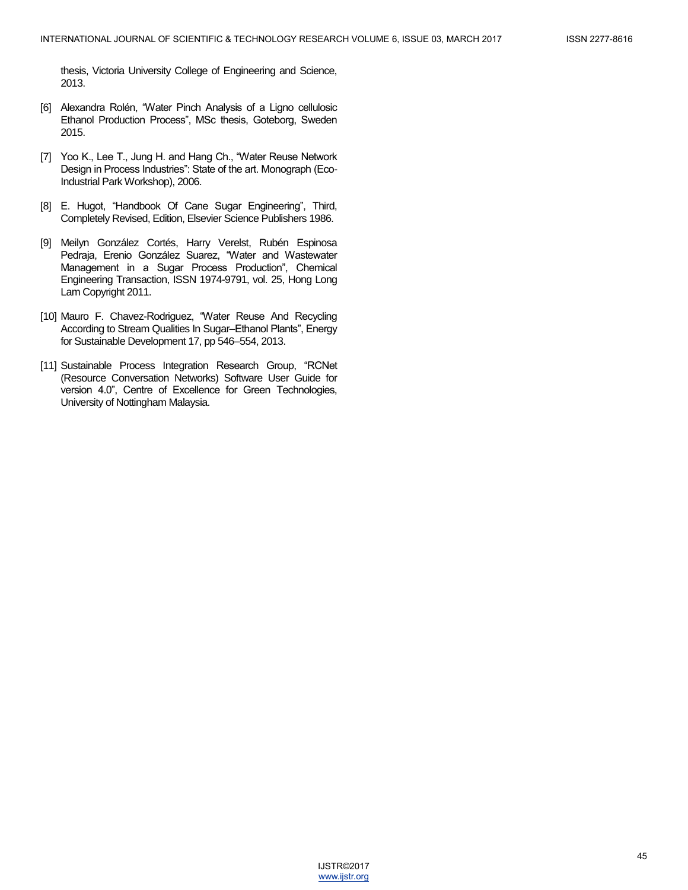thesis, Victoria University College of Engineering and Science, 2013.

[6] Alexandra Rolén, “Water Pinch Analysis of a Ligno cellulosic Ethanol Production Process”, MSc thesis, Goteborg, Sweden 2015.

[7] Yoo K., Lee T., Jung H. and Hang Ch., “Water Reuse Network Design in Process Industries”: State of the art. Monograph (Eco-Industrial Park Workshop), 2006.

[8] E. Hugot, “Handbook Of Cane Sugar Engineering”, Third, Completely Revised, Edition, Elsevier Science Publishers 1986.

[9] Meilyn González Cortés, Harry Verelst, Rubén Espinosa Pedraja, Erenio González Suarez, “Water and Wastewater Management in a Sugar Process Production”, Chemical Engineering Transaction, ISSN 1974-9791, vol. 25, Hong Long Lam Copyright 2011.

[10] Mauro F. Chavez-Rodriguez, “Water Reuse And Recycling According to Stream Qualities In Sugar–Ethanol Plants”, Energy for Sustainable Development 17, pp 546–554, 2013.

[11] Sustainable Process Integration Research Group, “RCNet (Resource Conversation Networks) Software User Guide for version 4.0”, Centre of Excellence for Green Technologies, University of Nottingham Malaysia.